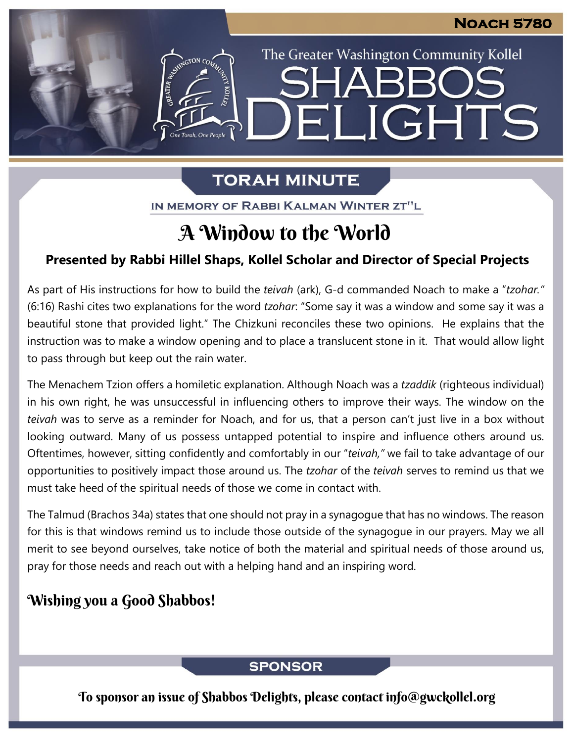Noach 5780

The Greater Washington Community Kollel

# Shabbos Delights

## Torah Minute

In memory of Rabbi Kalman Winter zt"l

# A Window to the World

**Presented by Rabbi Hillel Shaps, Kollel Scholar and Director of Special Projects**

As part of His instructions for how to build the *teivah* (ark), G-d commanded Noach to make a "*tzohar.*" (6:16) Rashi cites two explanations for the word *tzohar*: "Some say it was a window and some say it was a beautiful stone that provided light." The Chizkuni reconciles these two opinions. He explains that the instruction was to make a window opening and to place a translucent stone in it. That would allow light to pass through but keep out the rain water.

The Menachem Tzion offers a homiletic explanation. Although Noach was a *tzaddik* (righteous individual) in his own right, he was unsuccessful in influencing others to improve their ways. The window on the *teivah* was to serve as a reminder for Noach, and for us, that a person can't just live in a box without looking outward. Many of us possess untapped potential to inspire and influence others around us. Oftentimes, however, sitting confidently and comfortably in our "*teivah,*" we fail to take advantage of our opportunities to positively impact those around us. The *tzohar* of the *teivah* serves to remind us that we must take heed of the spiritual needs of those we come in contact with.

The Talmud (Brachos 34a) states that one should not pray in a synagogue that has no windows. The reason for this is that windows remind us to include those outside of the synagogue in our prayers. May we all merit to see beyond ourselves, take notice of both the material and spiritual needs of those around us, pray for those needs and reach out with a helping hand and an inspiring word.

**Wishing you a Good Shabbos!**

## Sponsor

To sponsor an issue of Shabbos Delights, please contact info@gwckollel.org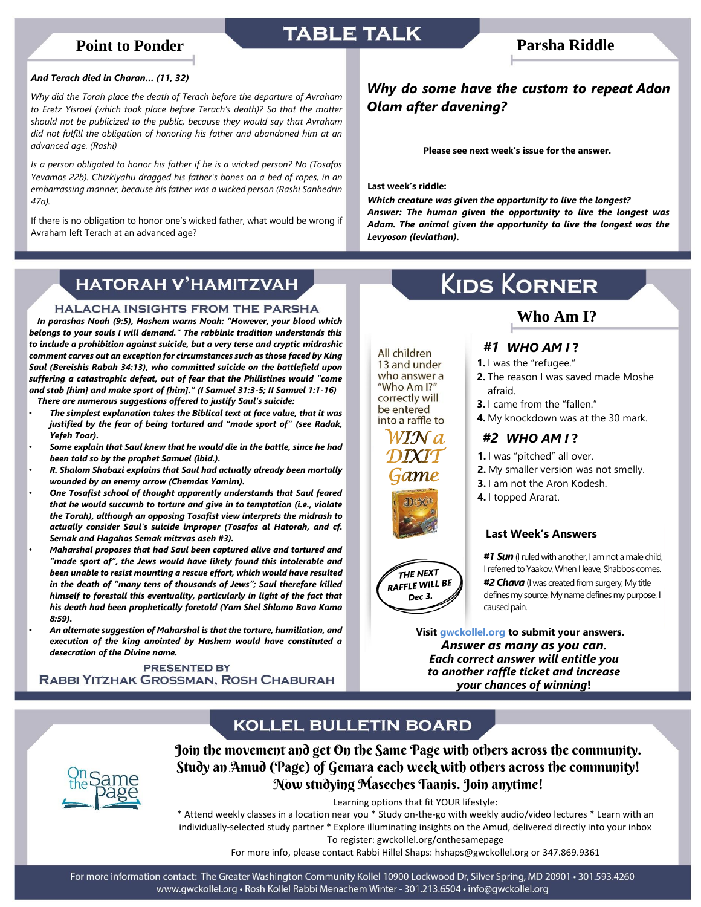# TABLE TALK

## Point to Ponder

***And Terach died in Charan... (11, 32)***

*Why did the Torah place the death of Terach before the departure of Avraham to Eretz Yisroel (which took place before Terach's death)? So that the matter should not be publicized to the public, because they would say that Avraham did not fulfill the obligation of honoring his father and abandoned him at an advanced age. (Rashi)*

*Is a person obligated to honor his father if he is a wicked person? No (Tosafos Yevamos 22b). Chizkiyahu dragged his father's bones on a bed of ropes, in an embarrassing manner, because his father was a wicked person (Rashi Sanhedrin 47a).*

If there is no obligation to honor one's wicked father, what would be wrong if Avraham left Terach at an advanced age?

## Parsha Riddle

***Why do some have the custom to repeat Adon Olam after davening?***

**Please see next week's issue for the answer.**

**Last week's riddle:**

***Which creature was given the opportunity to live the longest?***

***Answer: The human given the opportunity to live the longest was Adam. The animal given the opportunity to live the longest was the Levyoson (leviathan).***

# HATORAH V'HAMITZVAH

## HALACHA INSIGHTS FROM THE PARSHA

***In parashas Noah (9:5), Hashem warns Noah: "However, your blood which belongs to your souls I will demand." The rabbinic tradition understands this to include a prohibition against suicide, but a very terse and cryptic midrashic comment carves out an exception for circumstances such as those faced by King Saul (Bereishis Rabah 34:13), who committed suicide on the battlefield upon suffering a catastrophic defeat, out of fear that the Philistines would "come and stab [him] and make sport of [him]." (I Samuel 31:3-5; II Samuel 1:1-16)***

***There are numerous suggestions offered to justify Saul's suicide:***

- ***The simplest explanation takes the Biblical text at face value, that it was justified by the fear of being tortured and "made sport of" (see Radak, Yefeh Toar).***
- ***Some explain that Saul knew that he would die in the battle, since he had been told so by the prophet Samuel (ibid.).***
- ***R. Shalom Shabazi explains that Saul had actually already been mortally wounded by an enemy arrow (Chemdas Yamim).***
- ***One Tosafist school of thought apparently understands that Saul feared that he would succumb to torture and give in to temptation (i.e., violate the Torah), although an opposing Tosafist view interprets the midrash to actually consider Saul's suicide improper (Tosafos al Hatorah, and cf. Semak and Hagahos Semak mitzvas aseh #3).***
- ***Maharshal proposes that had Saul been captured alive and tortured and "made sport of", the Jews would have likely found this intolerable and been unable to resist mounting a rescue effort, which would have resulted in the death of "many tens of thousands of Jews"; Saul therefore killed himself to forestall this eventuality, particularly in light of the fact that his death had been prophetically foretold (Yam Shel Shlomo Bava Kama 8:59).***
- ***An alternate suggestion of Maharshal is that the torture, humiliation, and execution of the king anointed by Hashem would have constituted a desecration of the Divine name.***

**PRESENTED BY**
**RABBI YITZHAK GROSSMAN, ROSH CHABURAH**

# KIDS KORNER

## Who Am I?

All children 13 and under who answer a "Who Am I?" correctly will be entered into a raffle to

*WIN a DIXIT Game*

***THE NEXT RAFFLE WILL BE Dec 3.***

### *#1 WHO AM I?*

1. I was the "refugee."
2. The reason I was saved made Moshe afraid.
3. I came from the "fallen."
4. My knockdown was at the 30 mark.

### *#2 WHO AM I?*

1. I was "pitched" all over.
2. My smaller version was not smelly.
3. I am not the Aron Kodesh.
4. I topped Ararat.

### Last Week's Answers

***#1 Sun*** (I ruled with another, I am not a male child, I referred to Yaakov, When I leave, Shabbos comes.

***#2 Chava*** (I was created from surgery, My title defines my source, My name defines my purpose, I caused pain.

**Visit gwckollel.org to submit your answers.**
***Answer as many as you can.***
***Each correct answer will entitle you to another raffle ticket and increase your chances of winning!***

# KOLLEL BULLETIN BOARD

On the Same Page

**Join the movement and get On the Same Page with others across the community. Study an Amud (Page) of Gemara each week with others across the community! Now studying Maseches Taanis. Join anytime!**

Learning options that fit YOUR lifestyle:
* Attend weekly classes in a location near you * Study on-the-go with weekly audio/video lectures * Learn with an individually-selected study partner * Explore illuminating insights on the Amud, delivered directly into your inbox

To register: gwckollel.org/onthesamepage

For more info, please contact Rabbi Hillel Shaps: hshaps@gwckollel.org or 347.869.9361

For more information contact: The Greater Washington Community Kollel 10900 Lockwood Dr, Silver Spring, MD 20901 • 301.593.4260
www.gwckollel.org • Rosh Kollel Rabbi Menachem Winter - 301.213.6504 • info@gwckollel.org